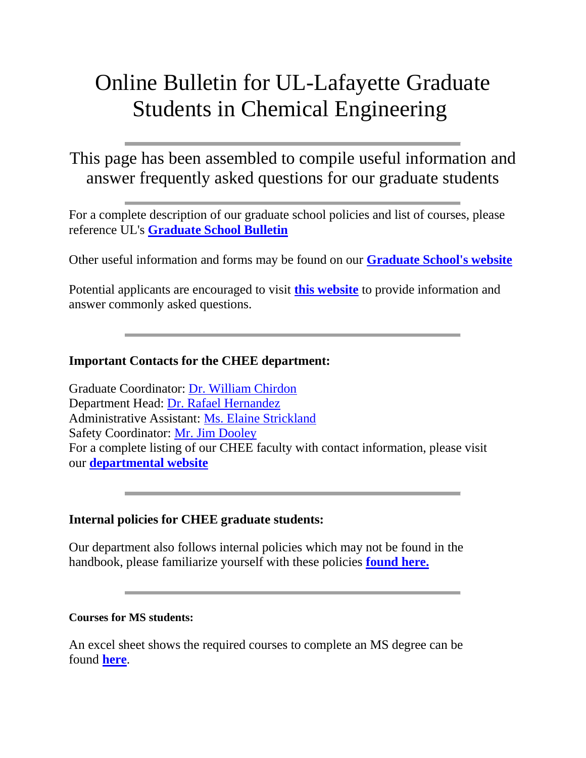# Online Bulletin for UL-Lafayette Graduate Students in Chemical Engineering

---

## This page has been assembled to compile useful information and answer frequently asked questions for our graduate students

---

For a complete description of our graduate school policies and list of courses, please reference UL's **Graduate School Bulletin**

Other useful information and forms may be found on our **Graduate School's website**

Potential applicants are encouraged to visit **this website** to provide information and answer commonly asked questions.

---

**Important Contacts for the CHEE department:**

Graduate Coordinator: Dr. William Chirdon
Department Head: Dr. Rafael Hernandez
Administrative Assistant: Ms. Elaine Strickland
Safety Coordinator: Mr. Jim Dooley
For a complete listing of our CHEE faculty with contact information, please visit our **departmental website**

---

**Internal policies for CHEE graduate students:**

Our department also follows internal policies which may not be found in the handbook, please familiarize yourself with these policies **found here.**

---

**Courses for MS students:**

An excel sheet shows the required courses to complete an MS degree can be found **here**.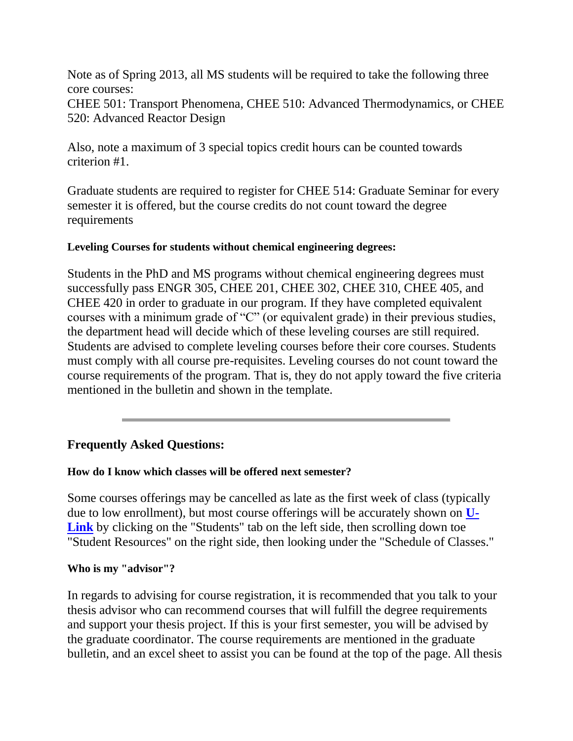Note as of Spring 2013, all MS students will be required to take the following three core courses:
CHEE 501: Transport Phenomena, CHEE 510: Advanced Thermodynamics, or CHEE 520: Advanced Reactor Design

Also, note a maximum of 3 special topics credit hours can be counted towards criterion #1.

Graduate students are required to register for CHEE 514: Graduate Seminar for every semester it is offered, but the course credits do not count toward the degree requirements

#### Leveling Courses for students without chemical engineering degrees:

Students in the PhD and MS programs without chemical engineering degrees must successfully pass ENGR 305, CHEE 201, CHEE 302, CHEE 310, CHEE 405, and CHEE 420 in order to graduate in our program. If they have completed equivalent courses with a minimum grade of "C" (or equivalent grade) in their previous studies, the department head will decide which of these leveling courses are still required. Students are advised to complete leveling courses before their core courses. Students must comply with all course pre-requisites. Leveling courses do not count toward the course requirements of the program. That is, they do not apply toward the five criteria mentioned in the bulletin and shown in the template.

---

### Frequently Asked Questions:

#### How do I know which classes will be offered next semester?

Some courses offerings may be cancelled as late as the first week of class (typically due to low enrollment), but most course offerings will be accurately shown on **U-Link** by clicking on the "Students" tab on the left side, then scrolling down toe "Student Resources" on the right side, then looking under the "Schedule of Classes."

#### Who is my "advisor"?

In regards to advising for course registration, it is recommended that you talk to your thesis advisor who can recommend courses that will fulfill the degree requirements and support your thesis project. If this is your first semester, you will be advised by the graduate coordinator. The course requirements are mentioned in the graduate bulletin, and an excel sheet to assist you can be found at the top of the page. All thesis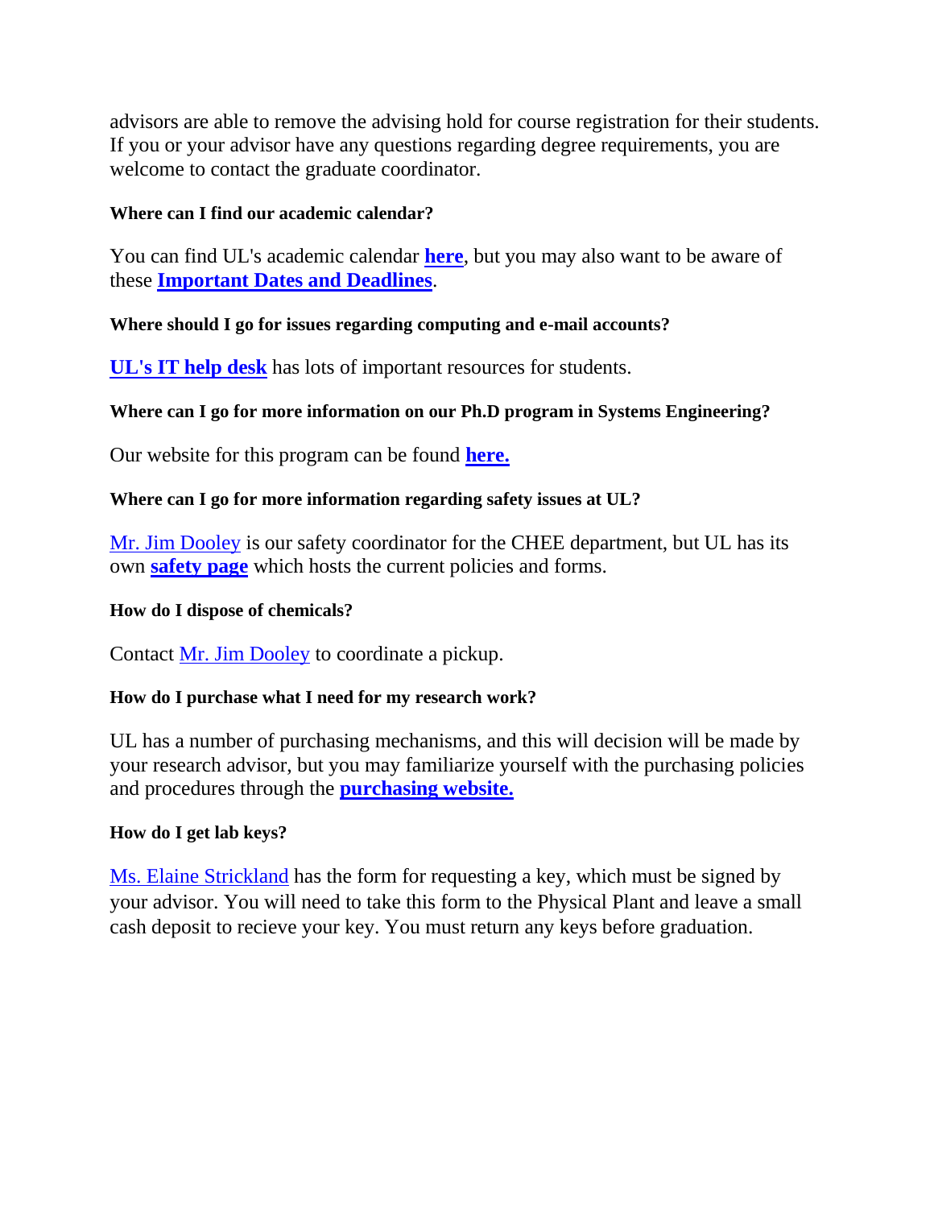advisors are able to remove the advising hold for course registration for their students. If you or your advisor have any questions regarding degree requirements, you are welcome to contact the graduate coordinator.

**Where can I find our academic calendar?**

You can find UL's academic calendar **here**, but you may also want to be aware of these **Important Dates and Deadlines**.

**Where should I go for issues regarding computing and e-mail accounts?**

**UL's IT help desk** has lots of important resources for students.

**Where can I go for more information on our Ph.D program in Systems Engineering?**

Our website for this program can be found **here.**

**Where can I go for more information regarding safety issues at UL?**

Mr. Jim Dooley is our safety coordinator for the CHEE department, but UL has its own **safety page** which hosts the current policies and forms.

**How do I dispose of chemicals?**

Contact Mr. Jim Dooley to coordinate a pickup.

**How do I purchase what I need for my research work?**

UL has a number of purchasing mechanisms, and this will decision will be made by your research advisor, but you may familiarize yourself with the purchasing policies and procedures through the **purchasing website.**

**How do I get lab keys?**

Ms. Elaine Strickland has the form for requesting a key, which must be signed by your advisor. You will need to take this form to the Physical Plant and leave a small cash deposit to recieve your key. You must return any keys before graduation.